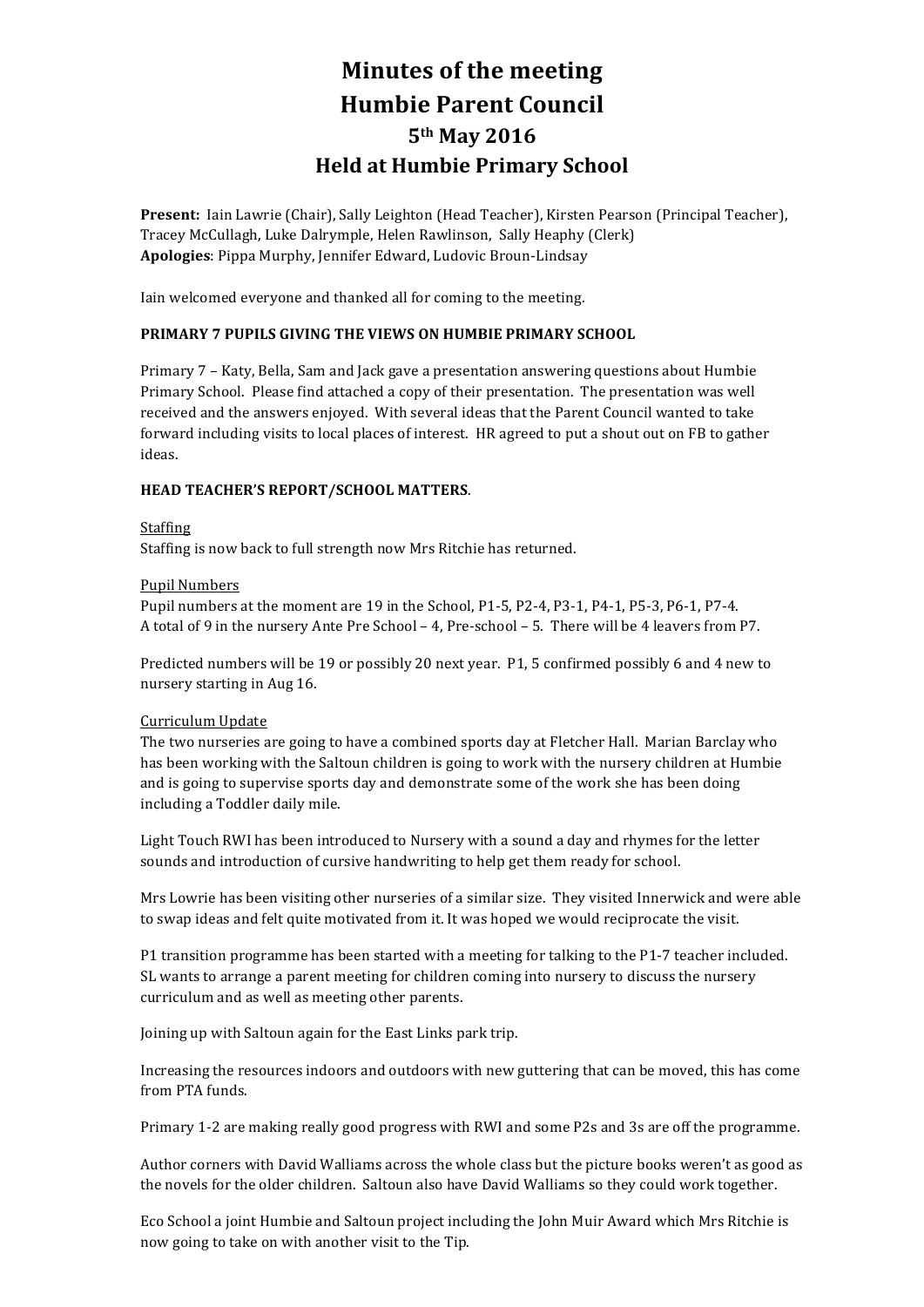# Minutes of the meeting
# Humbie Parent Council
## 5th May 2016
## Held at Humbie Primary School

**Present:** Iain Lawrie (Chair), Sally Leighton (Head Teacher), Kirsten Pearson (Principal Teacher), Tracey McCullagh, Luke Dalrymple, Helen Rawlinson, Sally Heaphy (Clerk)
**Apologies**: Pippa Murphy, Jennifer Edward, Ludovic Broun-Lindsay

Iain welcomed everyone and thanked all for coming to the meeting.

**PRIMARY 7 PUPILS GIVING THE VIEWS ON HUMBIE PRIMARY SCHOOL**

Primary 7 – Katy, Bella, Sam and Jack gave a presentation answering questions about Humbie Primary School. Please find attached a copy of their presentation. The presentation was well received and the answers enjoyed. With several ideas that the Parent Council wanted to take forward including visits to local places of interest. HR agreed to put a shout out on FB to gather ideas.

**HEAD TEACHER'S REPORT/SCHOOL MATTERS**.

Staffing
Staffing is now back to full strength now Mrs Ritchie has returned.

Pupil Numbers
Pupil numbers at the moment are 19 in the School, P1-5, P2-4, P3-1, P4-1, P5-3, P6-1, P7-4.
A total of 9 in the nursery Ante Pre School – 4, Pre-school – 5. There will be 4 leavers from P7.

Predicted numbers will be 19 or possibly 20 next year. P1, 5 confirmed possibly 6 and 4 new to nursery starting in Aug 16.

Curriculum Update
The two nurseries are going to have a combined sports day at Fletcher Hall. Marian Barclay who has been working with the Saltoun children is going to work with the nursery children at Humbie and is going to supervise sports day and demonstrate some of the work she has been doing including a Toddler daily mile.

Light Touch RWI has been introduced to Nursery with a sound a day and rhymes for the letter sounds and introduction of cursive handwriting to help get them ready for school.

Mrs Lowrie has been visiting other nurseries of a similar size. They visited Innerwick and were able to swap ideas and felt quite motivated from it. It was hoped we would reciprocate the visit.

P1 transition programme has been started with a meeting for talking to the P1-7 teacher included. SL wants to arrange a parent meeting for children coming into nursery to discuss the nursery curriculum and as well as meeting other parents.

Joining up with Saltoun again for the East Links park trip.

Increasing the resources indoors and outdoors with new guttering that can be moved, this has come from PTA funds.

Primary 1-2 are making really good progress with RWI and some P2s and 3s are off the programme.

Author corners with David Walliams across the whole class but the picture books weren't as good as the novels for the older children. Saltoun also have David Walliams so they could work together.

Eco School a joint Humbie and Saltoun project including the John Muir Award which Mrs Ritchie is now going to take on with another visit to the Tip.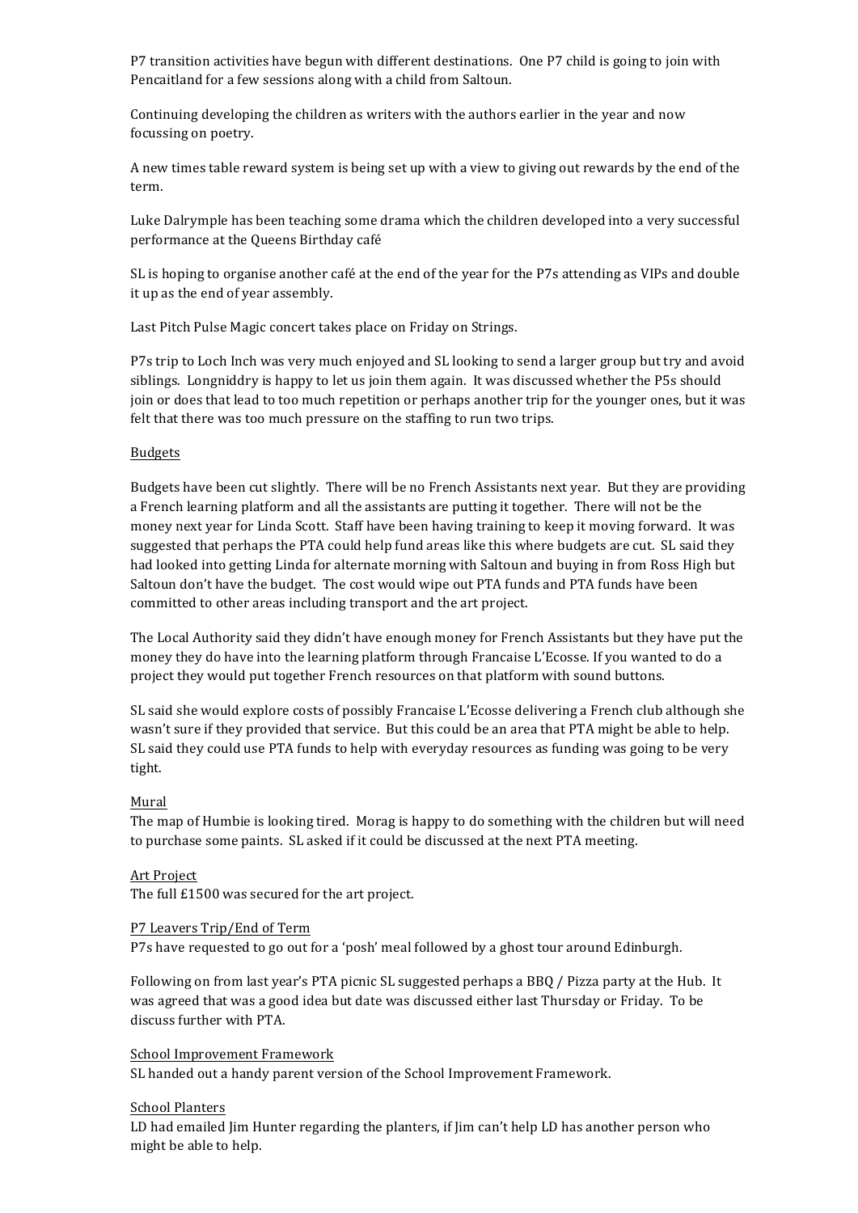P7 transition activities have begun with different destinations. One P7 child is going to join with Pencaitland for a few sessions along with a child from Saltoun.

Continuing developing the children as writers with the authors earlier in the year and now focussing on poetry.

A new times table reward system is being set up with a view to giving out rewards by the end of the term.

Luke Dalrymple has been teaching some drama which the children developed into a very successful performance at the Queens Birthday café

SL is hoping to organise another café at the end of the year for the P7s attending as VIPs and double it up as the end of year assembly.

Last Pitch Pulse Magic concert takes place on Friday on Strings.

P7s trip to Loch Inch was very much enjoyed and SL looking to send a larger group but try and avoid siblings. Longniddry is happy to let us join them again. It was discussed whether the P5s should join or does that lead to too much repetition or perhaps another trip for the younger ones, but it was felt that there was too much pressure on the staffing to run two trips.

<u>Budgets</u>

Budgets have been cut slightly. There will be no French Assistants next year. But they are providing a French learning platform and all the assistants are putting it together. There will not be the money next year for Linda Scott. Staff have been having training to keep it moving forward. It was suggested that perhaps the PTA could help fund areas like this where budgets are cut. SL said they had looked into getting Linda for alternate morning with Saltoun and buying in from Ross High but Saltoun don't have the budget. The cost would wipe out PTA funds and PTA funds have been committed to other areas including transport and the art project.

The Local Authority said they didn't have enough money for French Assistants but they have put the money they do have into the learning platform through Francaise L'Ecosse. If you wanted to do a project they would put together French resources on that platform with sound buttons.

SL said she would explore costs of possibly Francaise L'Ecosse delivering a French club although she wasn't sure if they provided that service. But this could be an area that PTA might be able to help. SL said they could use PTA funds to help with everyday resources as funding was going to be very tight.

<u>Mural</u>

The map of Humbie is looking tired. Morag is happy to do something with the children but will need to purchase some paints. SL asked if it could be discussed at the next PTA meeting.

<u>Art Project</u>

The full £1500 was secured for the art project.

<u>P7 Leavers Trip/End of Term</u>

P7s have requested to go out for a 'posh' meal followed by a ghost tour around Edinburgh.

Following on from last year's PTA picnic SL suggested perhaps a BBQ / Pizza party at the Hub. It was agreed that was a good idea but date was discussed either last Thursday or Friday. To be discuss further with PTA.

<u>School Improvement Framework</u>

SL handed out a handy parent version of the School Improvement Framework.

<u>School Planters</u>

LD had emailed Jim Hunter regarding the planters, if Jim can't help LD has another person who might be able to help.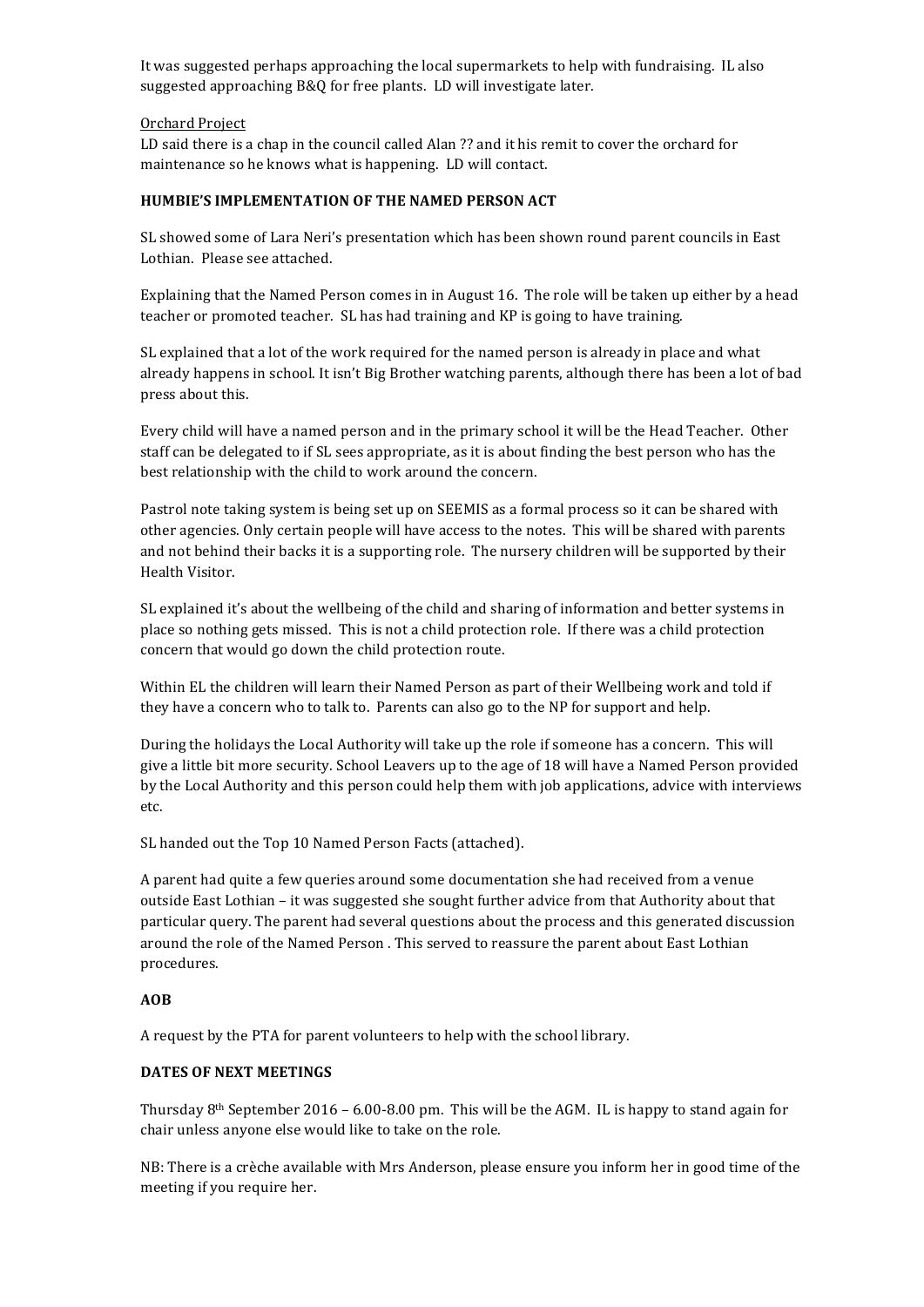It was suggested perhaps approaching the local supermarkets to help with fundraising. IL also suggested approaching B&Q for free plants. LD will investigate later.

Orchard Project

LD said there is a chap in the council called Alan ?? and it his remit to cover the orchard for maintenance so he knows what is happening. LD will contact.

**HUMBIE'S IMPLEMENTATION OF THE NAMED PERSON ACT**

SL showed some of Lara Neri's presentation which has been shown round parent councils in East Lothian. Please see attached.

Explaining that the Named Person comes in in August 16. The role will be taken up either by a head teacher or promoted teacher. SL has had training and KP is going to have training.

SL explained that a lot of the work required for the named person is already in place and what already happens in school. It isn't Big Brother watching parents, although there has been a lot of bad press about this.

Every child will have a named person and in the primary school it will be the Head Teacher. Other staff can be delegated to if SL sees appropriate, as it is about finding the best person who has the best relationship with the child to work around the concern.

Pastrol note taking system is being set up on SEEMIS as a formal process so it can be shared with other agencies. Only certain people will have access to the notes. This will be shared with parents and not behind their backs it is a supporting role. The nursery children will be supported by their Health Visitor.

SL explained it's about the wellbeing of the child and sharing of information and better systems in place so nothing gets missed. This is not a child protection role. If there was a child protection concern that would go down the child protection route.

Within EL the children will learn their Named Person as part of their Wellbeing work and told if they have a concern who to talk to. Parents can also go to the NP for support and help.

During the holidays the Local Authority will take up the role if someone has a concern. This will give a little bit more security. School Leavers up to the age of 18 will have a Named Person provided by the Local Authority and this person could help them with job applications, advice with interviews etc.

SL handed out the Top 10 Named Person Facts (attached).

A parent had quite a few queries around some documentation she had received from a venue outside East Lothian – it was suggested she sought further advice from that Authority about that particular query. The parent had several questions about the process and this generated discussion around the role of the Named Person . This served to reassure the parent about East Lothian procedures.

**AOB**

A request by the PTA for parent volunteers to help with the school library.

**DATES OF NEXT MEETINGS**

Thursday 8th September 2016 – 6.00-8.00 pm. This will be the AGM. IL is happy to stand again for chair unless anyone else would like to take on the role.

NB: There is a crèche available with Mrs Anderson, please ensure you inform her in good time of the meeting if you require her.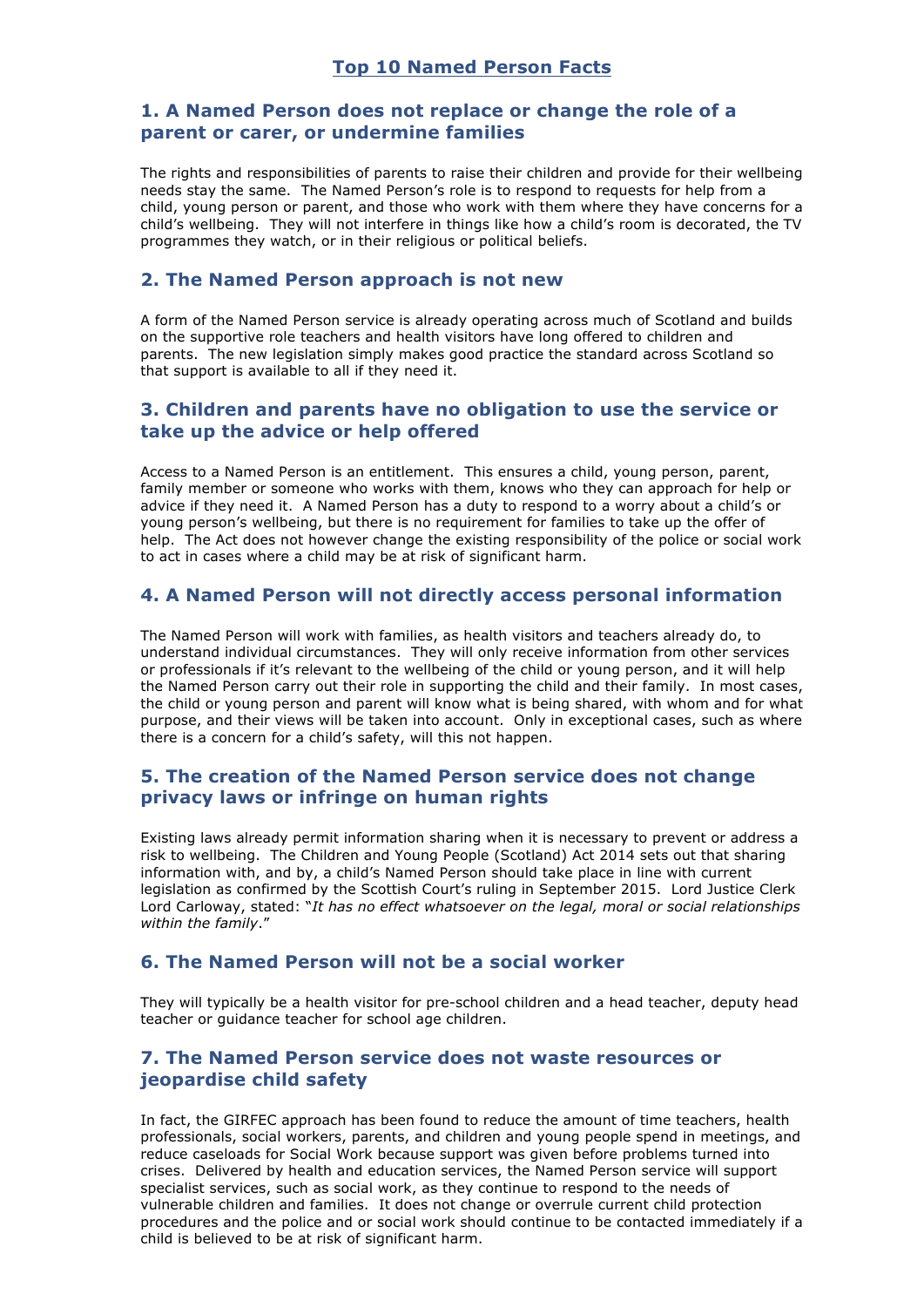# Top 10 Named Person Facts

## 1. A Named Person does not replace or change the role of a parent or carer, or undermine families

The rights and responsibilities of parents to raise their children and provide for their wellbeing needs stay the same. The Named Person's role is to respond to requests for help from a child, young person or parent, and those who work with them where they have concerns for a child's wellbeing. They will not interfere in things like how a child's room is decorated, the TV programmes they watch, or in their religious or political beliefs.

## 2. The Named Person approach is not new

A form of the Named Person service is already operating across much of Scotland and builds on the supportive role teachers and health visitors have long offered to children and parents. The new legislation simply makes good practice the standard across Scotland so that support is available to all if they need it.

## 3. Children and parents have no obligation to use the service or take up the advice or help offered

Access to a Named Person is an entitlement. This ensures a child, young person, parent, family member or someone who works with them, knows who they can approach for help or advice if they need it. A Named Person has a duty to respond to a worry about a child's or young person's wellbeing, but there is no requirement for families to take up the offer of help. The Act does not however change the existing responsibility of the police or social work to act in cases where a child may be at risk of significant harm.

## 4. A Named Person will not directly access personal information

The Named Person will work with families, as health visitors and teachers already do, to understand individual circumstances. They will only receive information from other services or professionals if it's relevant to the wellbeing of the child or young person, and it will help the Named Person carry out their role in supporting the child and their family. In most cases, the child or young person and parent will know what is being shared, with whom and for what purpose, and their views will be taken into account. Only in exceptional cases, such as where there is a concern for a child's safety, will this not happen.

## 5. The creation of the Named Person service does not change privacy laws or infringe on human rights

Existing laws already permit information sharing when it is necessary to prevent or address a risk to wellbeing. The Children and Young People (Scotland) Act 2014 sets out that sharing information with, and by, a child's Named Person should take place in line with current legislation as confirmed by the Scottish Court's ruling in September 2015. Lord Justice Clerk Lord Carloway, stated: "*It has no effect whatsoever on the legal, moral or social relationships within the family*."

## 6. The Named Person will not be a social worker

They will typically be a health visitor for pre-school children and a head teacher, deputy head teacher or guidance teacher for school age children.

## 7. The Named Person service does not waste resources or jeopardise child safety

In fact, the GIRFEC approach has been found to reduce the amount of time teachers, health professionals, social workers, parents, and children and young people spend in meetings, and reduce caseloads for Social Work because support was given before problems turned into crises. Delivered by health and education services, the Named Person service will support specialist services, such as social work, as they continue to respond to the needs of vulnerable children and families. It does not change or overrule current child protection procedures and the police and or social work should continue to be contacted immediately if a child is believed to be at risk of significant harm.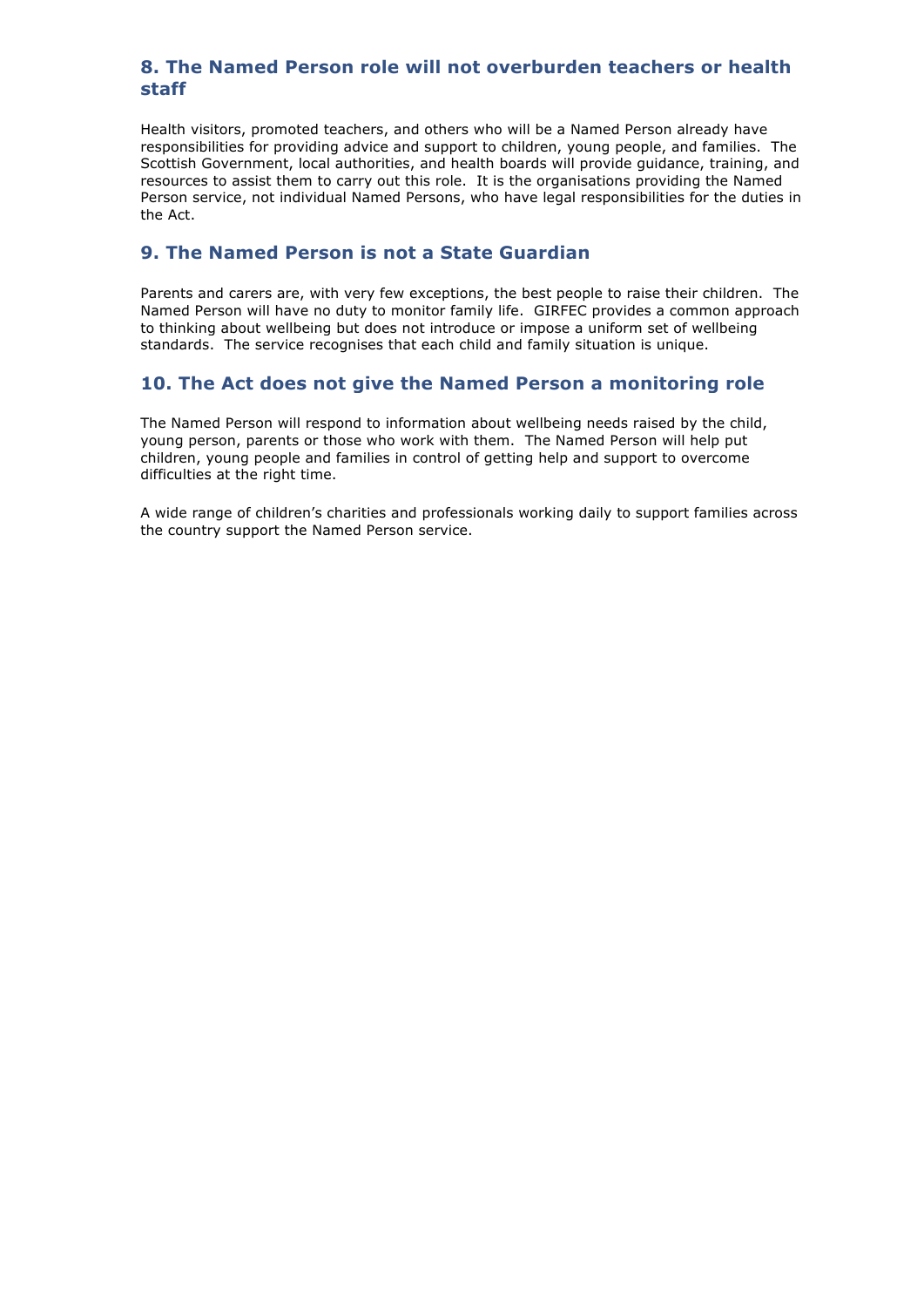## 8. The Named Person role will not overburden teachers or health staff

Health visitors, promoted teachers, and others who will be a Named Person already have responsibilities for providing advice and support to children, young people, and families. The Scottish Government, local authorities, and health boards will provide guidance, training, and resources to assist them to carry out this role. It is the organisations providing the Named Person service, not individual Named Persons, who have legal responsibilities for the duties in the Act.

## 9. The Named Person is not a State Guardian

Parents and carers are, with very few exceptions, the best people to raise their children. The Named Person will have no duty to monitor family life. GIRFEC provides a common approach to thinking about wellbeing but does not introduce or impose a uniform set of wellbeing standards. The service recognises that each child and family situation is unique.

## 10. The Act does not give the Named Person a monitoring role

The Named Person will respond to information about wellbeing needs raised by the child, young person, parents or those who work with them. The Named Person will help put children, young people and families in control of getting help and support to overcome difficulties at the right time.

A wide range of children's charities and professionals working daily to support families across the country support the Named Person service.